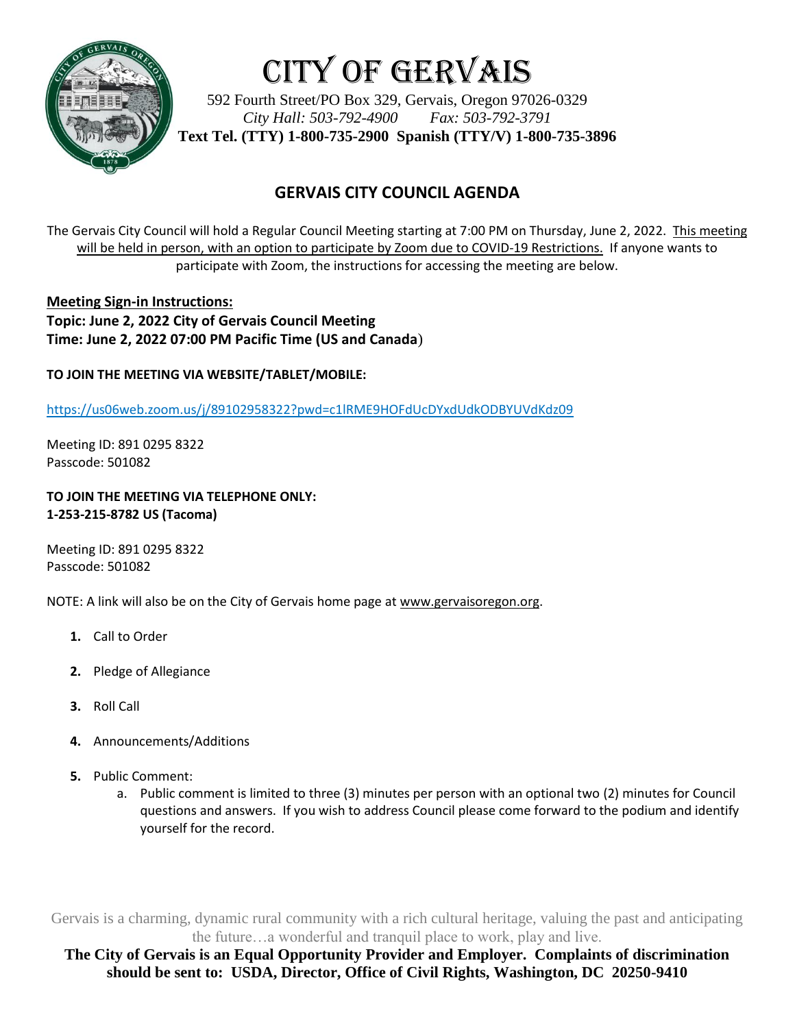# CITY OF GERVAIS

592 Fourth Street/PO Box 329, Gervais, Oregon 97026-0329
*City Hall: 503-792-4900 Fax: 503-792-3791*
**Text Tel. (TTY) 1-800-735-2900 Spanish (TTY/V) 1-800-735-3896**

## GERVAIS CITY COUNCIL AGENDA

The Gervais City Council will hold a Regular Council Meeting starting at 7:00 PM on Thursday, June 2, 2022. This meeting will be held in person, with an option to participate by Zoom due to COVID-19 Restrictions. If anyone wants to participate with Zoom, the instructions for accessing the meeting are below.

**Meeting Sign-in Instructions:**
**Topic: June 2, 2022 City of Gervais Council Meeting**
**Time: June 2, 2022 07:00 PM Pacific Time (US and Canada**)

**TO JOIN THE MEETING VIA WEBSITE/TABLET/MOBILE:**

https://us06web.zoom.us/j/89102958322?pwd=c1lRME9HOFdUcDYxdUdkODBYUVdKdz09

Meeting ID: 891 0295 8322
Passcode: 501082

**TO JOIN THE MEETING VIA TELEPHONE ONLY:**
**1-253-215-8782 US (Tacoma)**

Meeting ID: 891 0295 8322
Passcode: 501082

NOTE: A link will also be on the City of Gervais home page at www.gervaisoregon.org.

1. Call to Order
2. Pledge of Allegiance
3. Roll Call
4. Announcements/Additions
5. Public Comment:
   a. Public comment is limited to three (3) minutes per person with an optional two (2) minutes for Council questions and answers. If you wish to address Council please come forward to the podium and identify yourself for the record.

Gervais is a charming, dynamic rural community with a rich cultural heritage, valuing the past and anticipating the future…a wonderful and tranquil place to work, play and live.

**The City of Gervais is an Equal Opportunity Provider and Employer. Complaints of discrimination should be sent to: USDA, Director, Office of Civil Rights, Washington, DC 20250-9410**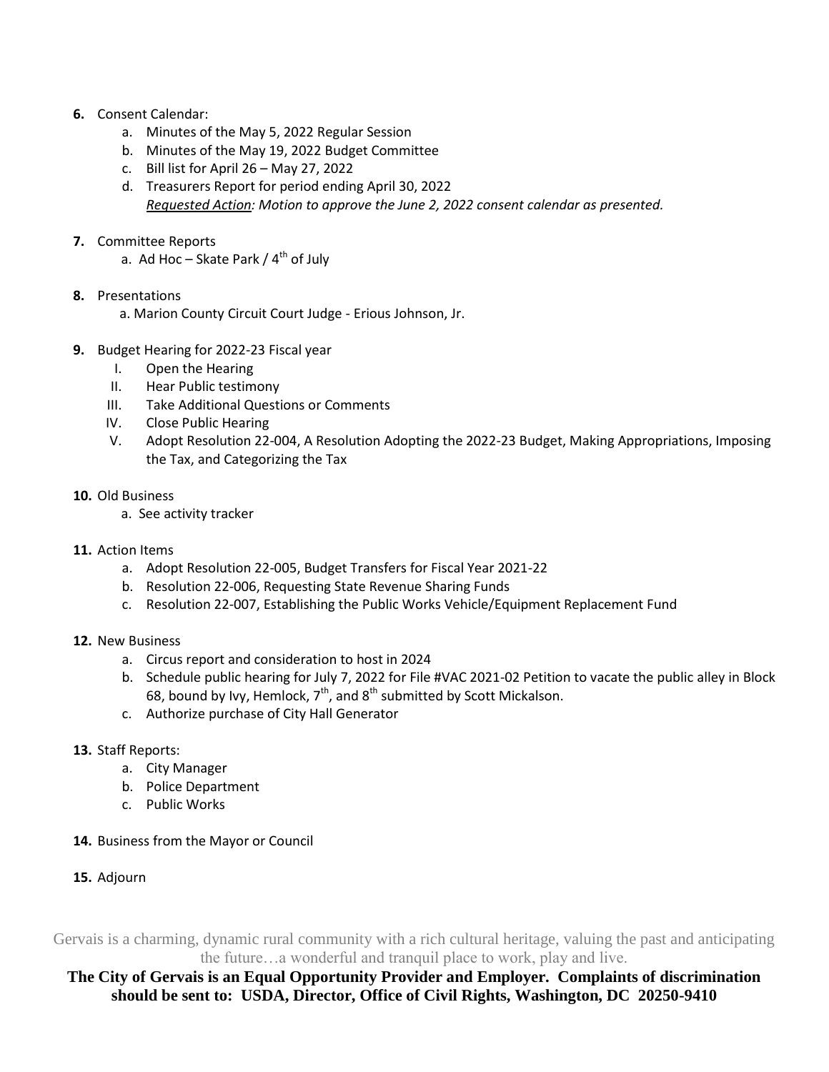**6.** Consent Calendar:

   a. Minutes of the May 5, 2022 Regular Session
   b. Minutes of the May 19, 2022 Budget Committee
   c. Bill list for April 26 – May 27, 2022
   d. Treasurers Report for period ending April 30, 2022
      *Requested Action: Motion to approve the June 2, 2022 consent calendar as presented.*

**7.** Committee Reports

   a. Ad Hoc – Skate Park / 4th of July

**8.** Presentations

   a. Marion County Circuit Court Judge - Erious Johnson, Jr.

**9.** Budget Hearing for 2022-23 Fiscal year

   I. Open the Hearing
   II. Hear Public testimony
   III. Take Additional Questions or Comments
   IV. Close Public Hearing
   V. Adopt Resolution 22-004, A Resolution Adopting the 2022-23 Budget, Making Appropriations, Imposing the Tax, and Categorizing the Tax

**10.** Old Business

   a. See activity tracker

**11.** Action Items

   a. Adopt Resolution 22-005, Budget Transfers for Fiscal Year 2021-22
   b. Resolution 22-006, Requesting State Revenue Sharing Funds
   c. Resolution 22-007, Establishing the Public Works Vehicle/Equipment Replacement Fund

**12.** New Business

   a. Circus report and consideration to host in 2024
   b. Schedule public hearing for July 7, 2022 for File #VAC 2021-02 Petition to vacate the public alley in Block 68, bound by Ivy, Hemlock, 7th, and 8th submitted by Scott Mickalson.
   c. Authorize purchase of City Hall Generator

**13.** Staff Reports:

   a. City Manager
   b. Police Department
   c. Public Works

**14.** Business from the Mayor or Council

**15.** Adjourn

Gervais is a charming, dynamic rural community with a rich cultural heritage, valuing the past and anticipating the future…a wonderful and tranquil place to work, play and live.

**The City of Gervais is an Equal Opportunity Provider and Employer. Complaints of discrimination should be sent to: USDA, Director, Office of Civil Rights, Washington, DC 20250-9410**